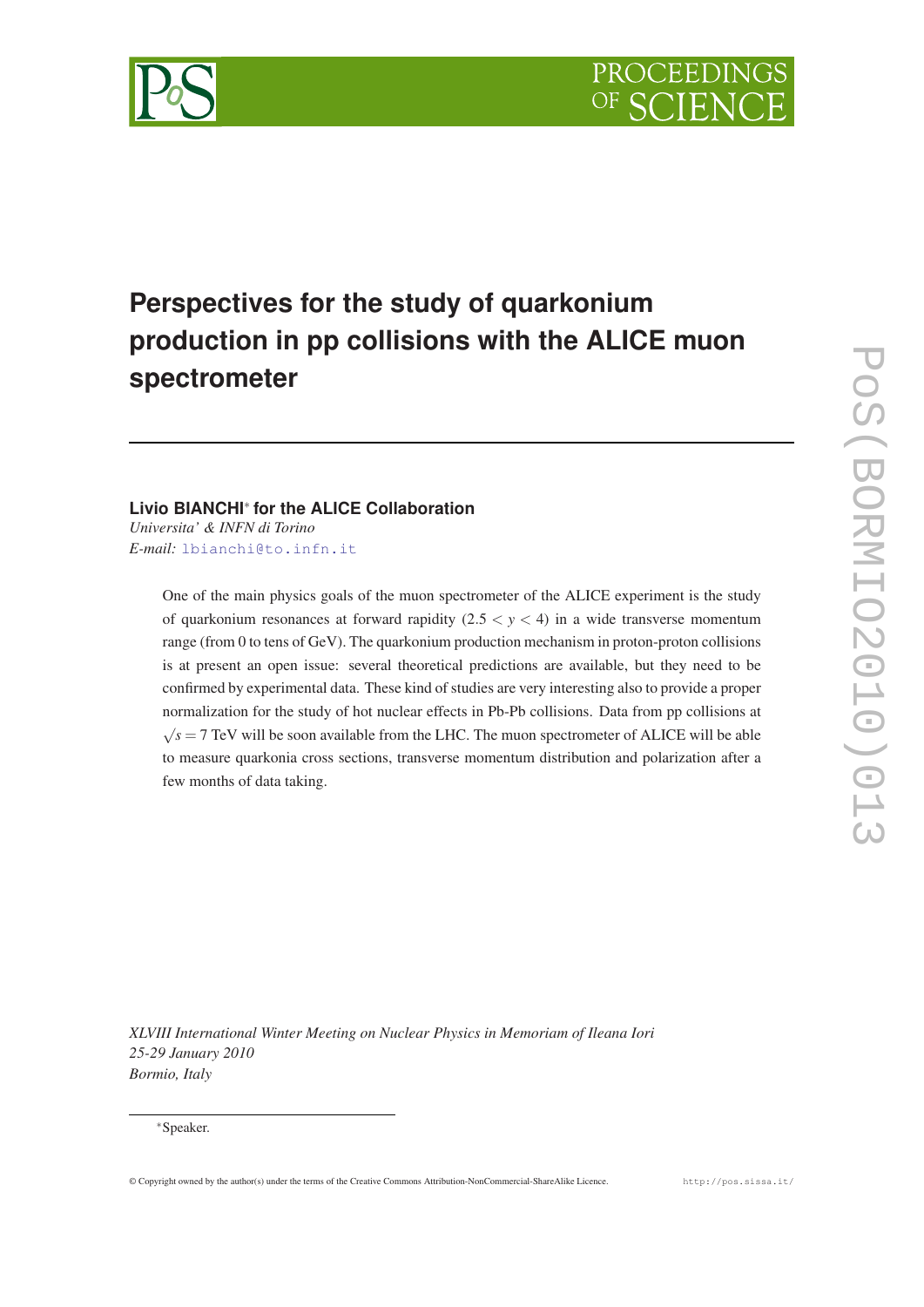# Perspectives for the study of quarkonium production in pp collisions with the ALICE muon spectrometer

**Livio BIANCHI*** **for the ALICE Collaboration**
*Universita' & INFN di Torino*
*E-mail:* lbianchi@to.infn.it

One of the main physics goals of the muon spectrometer of the ALICE experiment is the study of quarkonium resonances at forward rapidity ($2.5 < y < 4$) in a wide transverse momentum range (from 0 to tens of GeV). The quarkonium production mechanism in proton-proton collisions is at present an open issue: several theoretical predictions are available, but they need to be confirmed by experimental data. These kind of studies are very interesting also to provide a proper normalization for the study of hot nuclear effects in Pb-Pb collisions. Data from pp collisions at $\sqrt{s} = 7$ TeV will be soon available from the LHC. The muon spectrometer of ALICE will be able to measure quarkonia cross sections, transverse momentum distribution and polarization after a few months of data taking.

*XLVIII International Winter Meeting on Nuclear Physics in Memoriam of Ileana Iori*
*25-29 January 2010*
*Bormio, Italy*

*Speaker.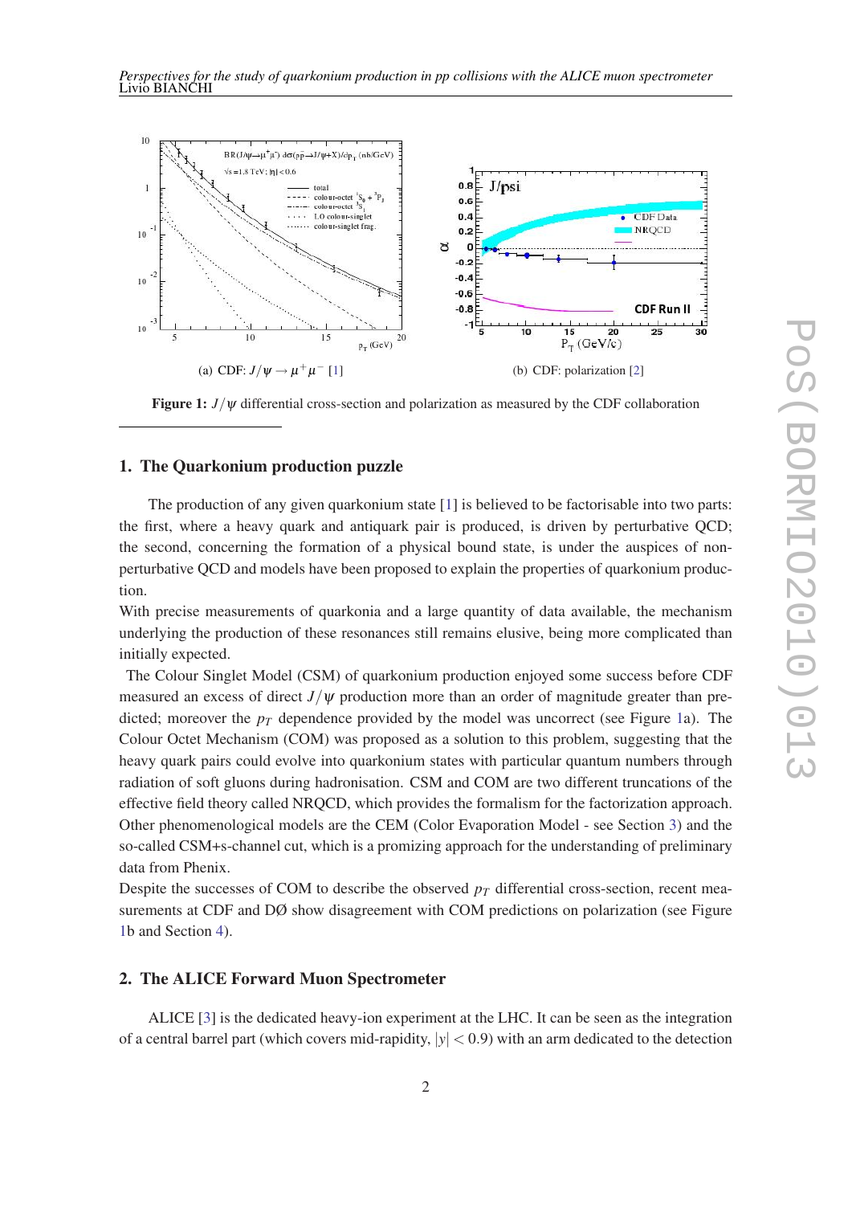(a) CDF: $J/\psi \rightarrow \mu^+\mu^-$ [1]

(b) CDF: polarization [2]

**Figure 1:** $J/\psi$ differential cross-section and polarization as measured by the CDF collaboration

## 1. The Quarkonium production puzzle

The production of any given quarkonium state [1] is believed to be factorisable into two parts: the first, where a heavy quark and antiquark pair is produced, is driven by perturbative QCD; the second, concerning the formation of a physical bound state, is under the auspices of non-perturbative QCD and models have been proposed to explain the properties of quarkonium production.

With precise measurements of quarkonia and a large quantity of data available, the mechanism underlying the production of these resonances still remains elusive, being more complicated than initially expected.

The Colour Singlet Model (CSM) of quarkonium production enjoyed some success before CDF measured an excess of direct $J/\psi$ production more than an order of magnitude greater than predicted; moreover the $p_T$ dependence provided by the model was uncorrect (see Figure 1a). The Colour Octet Mechanism (COM) was proposed as a solution to this problem, suggesting that the heavy quark pairs could evolve into quarkonium states with particular quantum numbers through radiation of soft gluons during hadronisation. CSM and COM are two different truncations of the effective field theory called NRQCD, which provides the formalism for the factorization approach. Other phenomenological models are the CEM (Color Evaporation Model - see Section 3) and the so-called CSM+s-channel cut, which is a promizing approach for the understanding of preliminary data from Phenix.

Despite the successes of COM to describe the observed $p_T$ differential cross-section, recent measurements at CDF and DØ show disagreement with COM predictions on polarization (see Figure 1b and Section 4).

## 2. The ALICE Forward Muon Spectrometer

ALICE [3] is the dedicated heavy-ion experiment at the LHC. It can be seen as the integration of a central barrel part (which covers mid-rapidity, $|y| < 0.9$) with an arm dedicated to the detection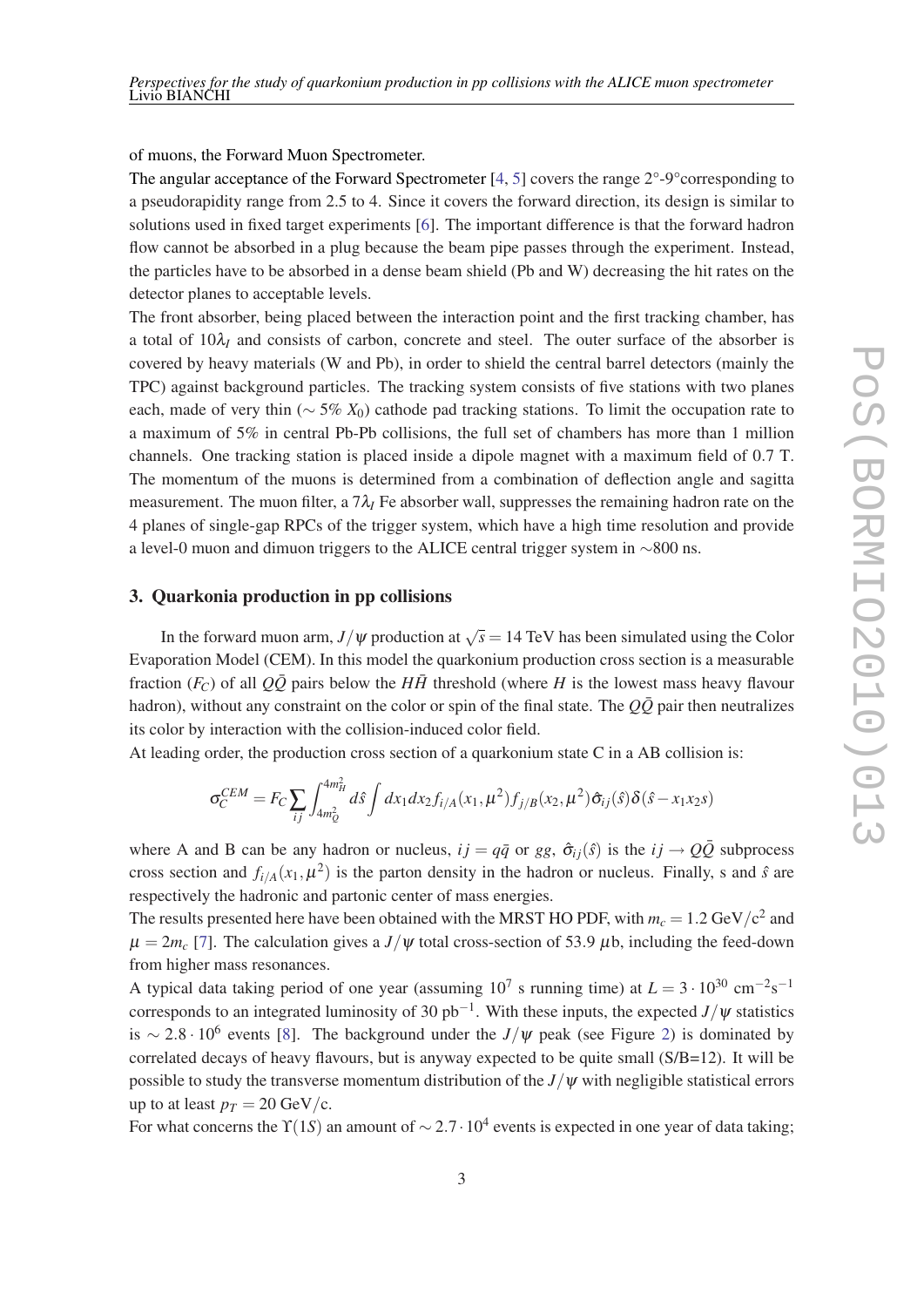of muons, the Forward Muon Spectrometer.

The angular acceptance of the Forward Spectrometer [4, 5] covers the range 2°-9°corresponding to a pseudorapidity range from 2.5 to 4. Since it covers the forward direction, its design is similar to solutions used in fixed target experiments [6]. The important difference is that the forward hadron flow cannot be absorbed in a plug because the beam pipe passes through the experiment. Instead, the particles have to be absorbed in a dense beam shield (Pb and W) decreasing the hit rates on the detector planes to acceptable levels.

The front absorber, being placed between the interaction point and the first tracking chamber, has a total of $10\lambda_I$ and consists of carbon, concrete and steel. The outer surface of the absorber is covered by heavy materials (W and Pb), in order to shield the central barrel detectors (mainly the TPC) against background particles. The tracking system consists of five stations with two planes each, made of very thin ($\sim 5\%$ $X_0$) cathode pad tracking stations. To limit the occupation rate to a maximum of 5% in central Pb-Pb collisions, the full set of chambers has more than 1 million channels. One tracking station is placed inside a dipole magnet with a maximum field of 0.7 T. The momentum of the muons is determined from a combination of deflection angle and sagitta measurement. The muon filter, a $7\lambda_I$ Fe absorber wall, suppresses the remaining hadron rate on the 4 planes of single-gap RPCs of the trigger system, which have a high time resolution and provide a level-0 muon and dimuon triggers to the ALICE central trigger system in $\sim$800 ns.

## 3. Quarkonia production in pp collisions

In the forward muon arm, $J/\psi$ production at $\sqrt{s} = 14$ TeV has been simulated using the Color Evaporation Model (CEM). In this model the quarkonium production cross section is a measurable fraction ($F_C$) of all $Q\bar{Q}$ pairs below the $H\bar{H}$ threshold (where $H$ is the lowest mass heavy flavour hadron), without any constraint on the color or spin of the final state. The $Q\bar{Q}$ pair then neutralizes its color by interaction with the collision-induced color field.

At leading order, the production cross section of a quarkonium state C in a AB collision is:

$$\sigma_C^{CEM} = F_C \sum_{ij} \int_{4m_Q^2}^{4m_H^2} d\hat{s} \int dx_1 dx_2 f_{i/A}(x_1, \mu^2) f_{j/B}(x_2, \mu^2) \hat{\sigma}_{ij}(\hat{s}) \delta(\hat{s} - x_1 x_2 s)$$

where A and B can be any hadron or nucleus, $ij = q\bar{q}$ or $gg$, $\hat{\sigma}_{ij}(\hat{s})$ is the $ij \to Q\bar{Q}$ subprocess cross section and $f_{i/A}(x_1, \mu^2)$ is the parton density in the hadron or nucleus. Finally, s and $\hat{s}$ are respectively the hadronic and partonic center of mass energies.

The results presented here have been obtained with the MRST HO PDF, with $m_c = 1.2$ GeV/c$^2$ and $\mu = 2m_c$ [7]. The calculation gives a $J/\psi$ total cross-section of 53.9 $\mu$b, including the feed-down from higher mass resonances.

A typical data taking period of one year (assuming $10^7$ s running time) at $L = 3 \cdot 10^{30}$ cm$^{-2}$s$^{-1}$ corresponds to an integrated luminosity of 30 pb$^{-1}$. With these inputs, the expected $J/\psi$ statistics is $\sim 2.8 \cdot 10^6$ events [8]. The background under the $J/\psi$ peak (see Figure 2) is dominated by correlated decays of heavy flavours, but is anyway expected to be quite small (S/B=12). It will be possible to study the transverse momentum distribution of the $J/\psi$ with negligible statistical errors up to at least $p_T = 20$ GeV/c.

For what concerns the $\Upsilon(1S)$ an amount of $\sim 2.7 \cdot 10^4$ events is expected in one year of data taking;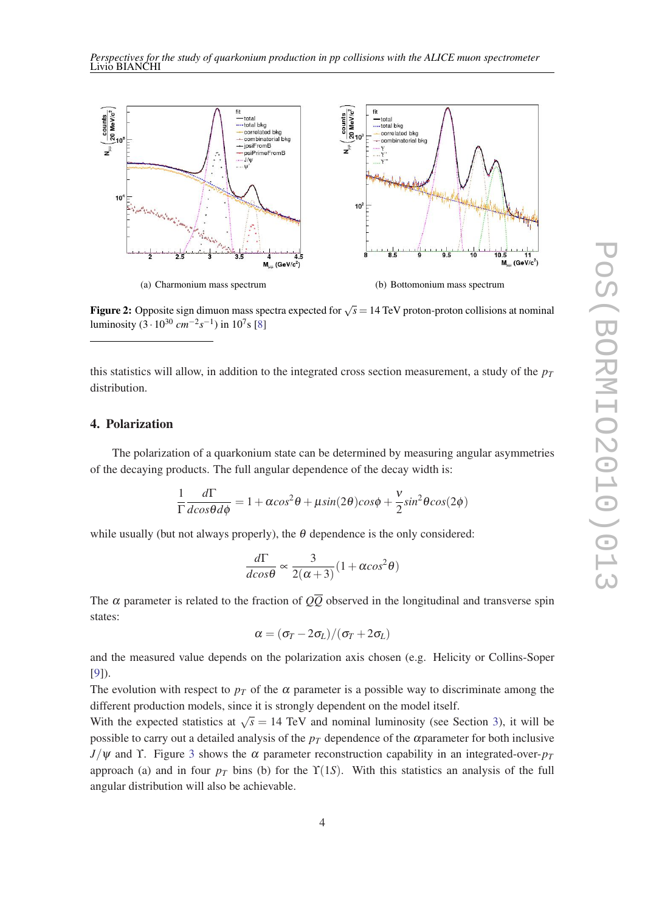(a) Charmonium mass spectrum

(b) Bottomonium mass spectrum

**Figure 2:** Opposite sign dimuon mass spectra expected for $\sqrt{s} = 14$ TeV proton-proton collisions at nominal luminosity ($3 \cdot 10^{30}\ cm^{-2}s^{-1}$) in $10^7$s [8]

---

this statistics will allow, in addition to the integrated cross section measurement, a study of the $p_T$ distribution.

## 4. Polarization

The polarization of a quarkonium state can be determined by measuring angular asymmetries of the decaying products. The full angular dependence of the decay width is:

$$\frac{1}{\Gamma}\frac{d\Gamma}{dcos\theta d\phi} = 1 + \alpha cos^2\theta + \mu sin(2\theta)cos\phi + \frac{\nu}{2}sin^2\theta cos(2\phi)$$

while usually (but not always properly), the $\theta$ dependence is the only considered:

$$\frac{d\Gamma}{dcos\theta} \propto \frac{3}{2(\alpha+3)}(1 + \alpha cos^2\theta)$$

The $\alpha$ parameter is related to the fraction of $Q\overline{Q}$ observed in the longitudinal and transverse spin states:

$$\alpha = (\sigma_T - 2\sigma_L)/(\sigma_T + 2\sigma_L)$$

and the measured value depends on the polarization axis chosen (e.g. Helicity or Collins-Soper [9]).

The evolution with respect to $p_T$ of the $\alpha$ parameter is a possible way to discriminate among the different production models, since it is strongly dependent on the model itself.

With the expected statistics at $\sqrt{s} = 14$ TeV and nominal luminosity (see Section 3), it will be possible to carry out a detailed analysis of the $p_T$ dependence of the $\alpha$parameter for both inclusive $J/\psi$ and $\Upsilon$. Figure 3 shows the $\alpha$ parameter reconstruction capability in an integrated-over-$p_T$ approach (a) and in four $p_T$ bins (b) for the $\Upsilon(1S)$. With this statistics an analysis of the full angular distribution will also be achievable.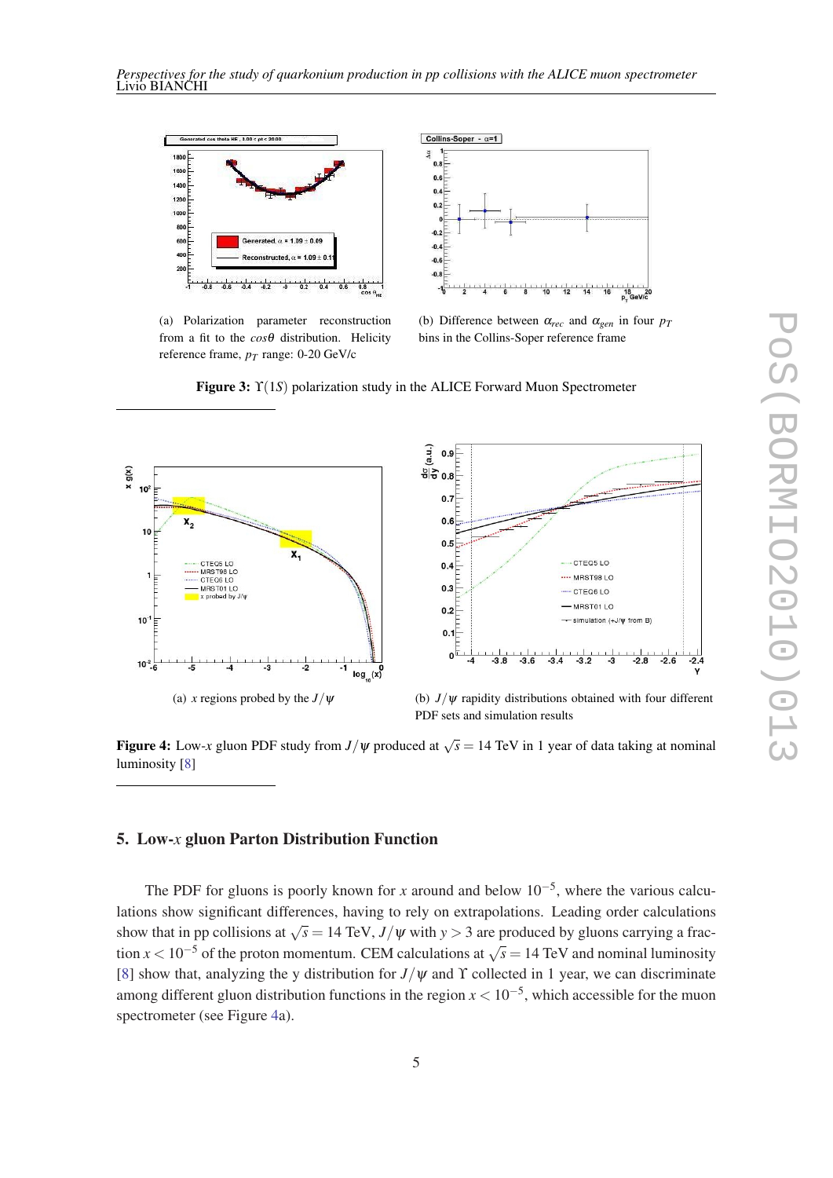(a) Polarization parameter reconstruction from a fit to the $cos\theta$ distribution. Helicity reference frame, $p_T$ range: 0-20 GeV/c

(b) Difference between $\alpha_{rec}$ and $\alpha_{gen}$ in four $p_T$ bins in the Collins-Soper reference frame

**Figure 3:** $\Upsilon(1S)$ polarization study in the ALICE Forward Muon Spectrometer

(a) $x$ regions probed by the $J/\psi$

(b) $J/\psi$ rapidity distributions obtained with four different PDF sets and simulation results

**Figure 4:** Low-$x$ gluon PDF study from $J/\psi$ produced at $\sqrt{s} = 14$ TeV in 1 year of data taking at nominal luminosity [8]

## 5. Low-$x$ gluon Parton Distribution Function

The PDF for gluons is poorly known for $x$ around and below $10^{-5}$, where the various calculations show significant differences, having to rely on extrapolations. Leading order calculations show that in pp collisions at $\sqrt{s} = 14$ TeV, $J/\psi$ with $y > 3$ are produced by gluons carrying a fraction $x < 10^{-5}$ of the proton momentum. CEM calculations at $\sqrt{s} = 14$ TeV and nominal luminosity [8] show that, analyzing the y distribution for $J/\psi$ and $\Upsilon$ collected in 1 year, we can discriminate among different gluon distribution functions in the region $x < 10^{-5}$, which accessible for the muon spectrometer (see Figure 4a).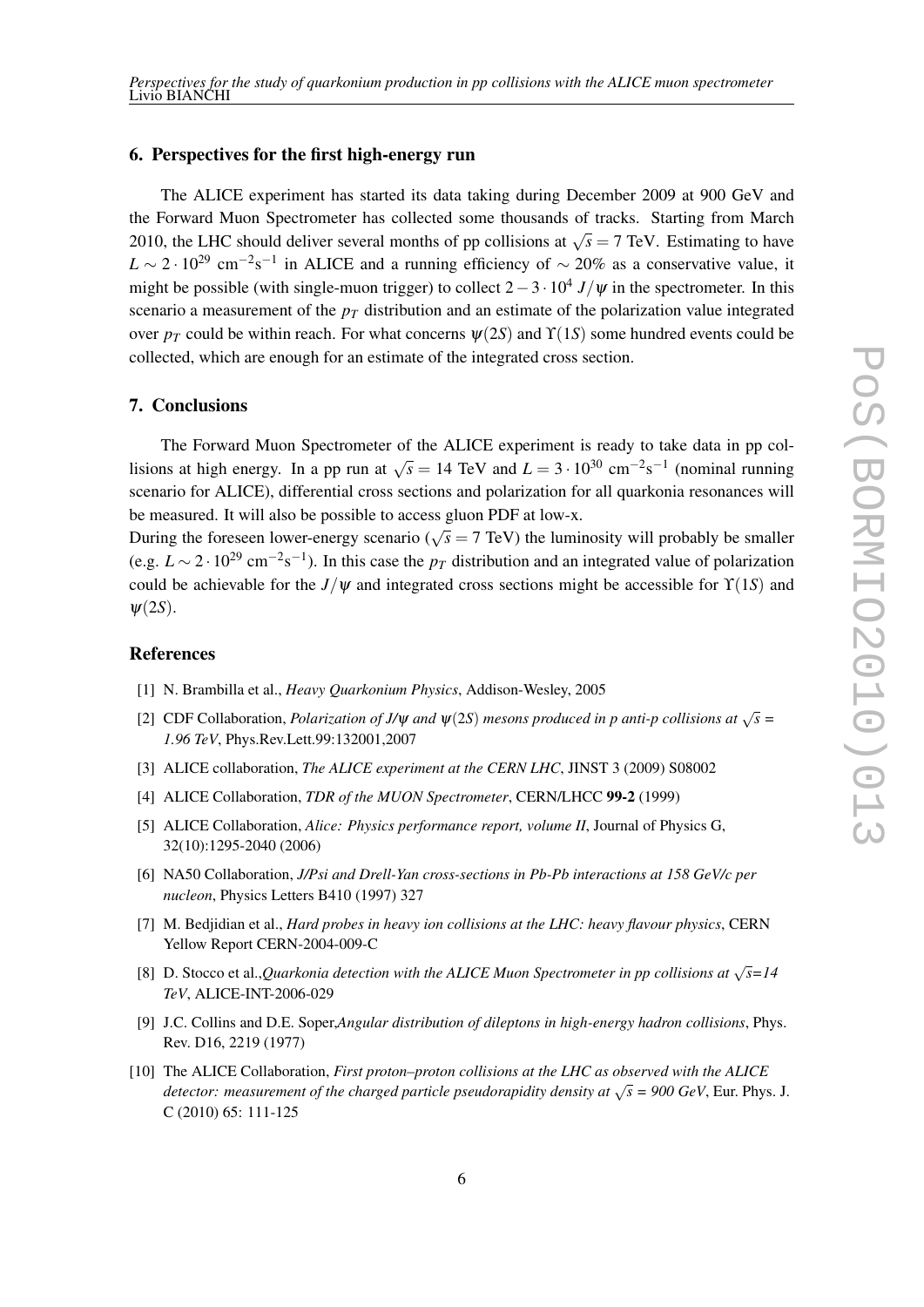## 6. Perspectives for the first high-energy run

The ALICE experiment has started its data taking during December 2009 at 900 GeV and the Forward Muon Spectrometer has collected some thousands of tracks. Starting from March 2010, the LHC should deliver several months of pp collisions at $\sqrt{s} = 7$ TeV. Estimating to have $L \sim 2 \cdot 10^{29}$ cm$^{-2}$s$^{-1}$ in ALICE and a running efficiency of $\sim 20\%$ as a conservative value, it might be possible (with single-muon trigger) to collect $2-3 \cdot 10^4$ $J/\psi$ in the spectrometer. In this scenario a measurement of the $p_T$ distribution and an estimate of the polarization value integrated over $p_T$ could be within reach. For what concerns $\psi(2S)$ and $\Upsilon(1S)$ some hundred events could be collected, which are enough for an estimate of the integrated cross section.

## 7. Conclusions

The Forward Muon Spectrometer of the ALICE experiment is ready to take data in pp collisions at high energy. In a pp run at $\sqrt{s} = 14$ TeV and $L = 3 \cdot 10^{30}$ cm$^{-2}$s$^{-1}$ (nominal running scenario for ALICE), differential cross sections and polarization for all quarkonia resonances will be measured. It will also be possible to access gluon PDF at low-x.
During the foreseen lower-energy scenario ($\sqrt{s} = 7$ TeV) the luminosity will probably be smaller (e.g. $L \sim 2 \cdot 10^{29}$ cm$^{-2}$s$^{-1}$). In this case the $p_T$ distribution and an integrated value of polarization could be achievable for the $J/\psi$ and integrated cross sections might be accessible for $\Upsilon(1S)$ and $\psi(2S)$.

## References

[1] N. Brambilla et al., *Heavy Quarkonium Physics*, Addison-Wesley, 2005

[2] CDF Collaboration, *Polarization of J/$\psi$ and $\psi(2S)$ mesons produced in p anti-p collisions at $\sqrt{s}$ = 1.96 TeV*, Phys.Rev.Lett.99:132001,2007

[3] ALICE collaboration, *The ALICE experiment at the CERN LHC*, JINST 3 (2009) S08002

[4] ALICE Collaboration, *TDR of the MUON Spectrometer*, CERN/LHCC **99-2** (1999)

[5] ALICE Collaboration, *Alice: Physics performance report, volume II*, Journal of Physics G, 32(10):1295-2040 (2006)

[6] NA50 Collaboration, *J/Psi and Drell-Yan cross-sections in Pb-Pb interactions at 158 GeV/c per nucleon*, Physics Letters B410 (1997) 327

[7] M. Bedjidian et al., *Hard probes in heavy ion collisions at the LHC: heavy flavour physics*, CERN Yellow Report CERN-2004-009-C

[8] D. Stocco et al.,*Quarkonia detection with the ALICE Muon Spectrometer in pp collisions at $\sqrt{s}$=14 TeV*, ALICE-INT-2006-029

[9] J.C. Collins and D.E. Soper,*Angular distribution of dileptons in high-energy hadron collisions*, Phys. Rev. D16, 2219 (1977)

[10] The ALICE Collaboration, *First proton–proton collisions at the LHC as observed with the ALICE detector: measurement of the charged particle pseudorapidity density at $\sqrt{s}$ = 900 GeV*, Eur. Phys. J. C (2010) 65: 111-125